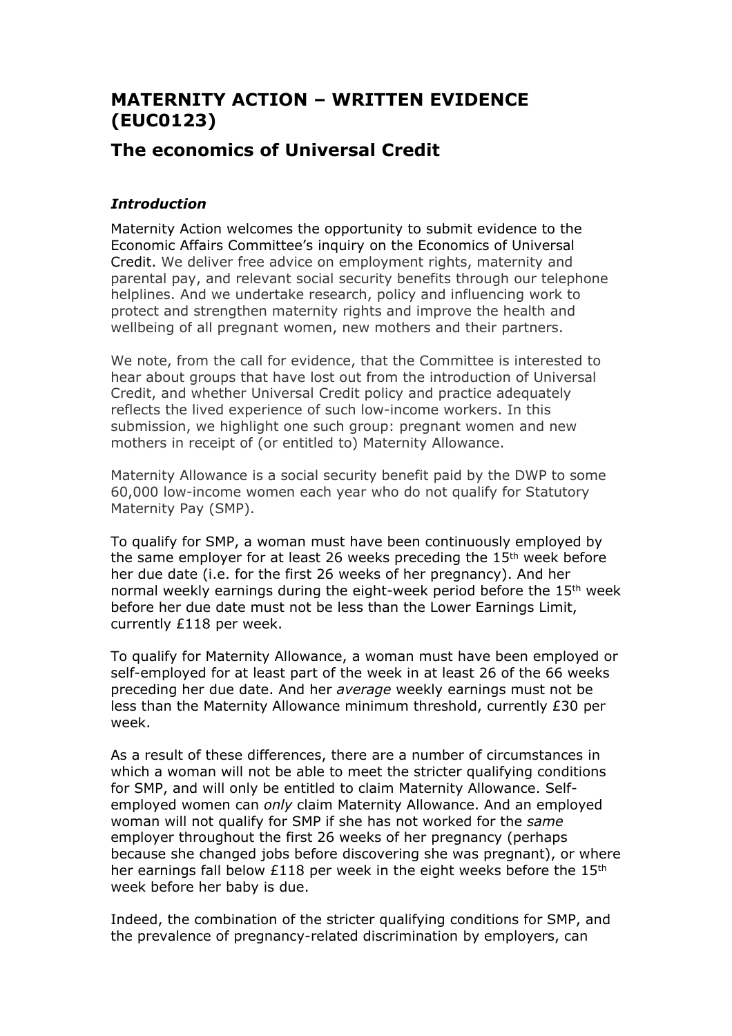## MATERNITY ACTION – WRITTEN EVIDENCE (EUC0123)

## The economics of Universal Credit

### *Introduction*

Maternity Action welcomes the opportunity to submit evidence to the Economic Affairs Committee's inquiry on the Economics of Universal Credit. We deliver free advice on employment rights, maternity and parental pay, and relevant social security benefits through our telephone helplines. And we undertake research, policy and influencing work to protect and strengthen maternity rights and improve the health and wellbeing of all pregnant women, new mothers and their partners.

We note, from the call for evidence, that the Committee is interested to hear about groups that have lost out from the introduction of Universal Credit, and whether Universal Credit policy and practice adequately reflects the lived experience of such low-income workers. In this submission, we highlight one such group: pregnant women and new mothers in receipt of (or entitled to) Maternity Allowance.

Maternity Allowance is a social security benefit paid by the DWP to some 60,000 low-income women each year who do not qualify for Statutory Maternity Pay (SMP).

To qualify for SMP, a woman must have been continuously employed by the same employer for at least 26 weeks preceding the 15th week before her due date (i.e. for the first 26 weeks of her pregnancy). And her normal weekly earnings during the eight-week period before the 15th week before her due date must not be less than the Lower Earnings Limit, currently £118 per week.

To qualify for Maternity Allowance, a woman must have been employed or self-employed for at least part of the week in at least 26 of the 66 weeks preceding her due date. And her *average* weekly earnings must not be less than the Maternity Allowance minimum threshold, currently £30 per week.

As a result of these differences, there are a number of circumstances in which a woman will not be able to meet the stricter qualifying conditions for SMP, and will only be entitled to claim Maternity Allowance. Self-employed women can *only* claim Maternity Allowance. And an employed woman will not qualify for SMP if she has not worked for the *same* employer throughout the first 26 weeks of her pregnancy (perhaps because she changed jobs before discovering she was pregnant), or where her earnings fall below £118 per week in the eight weeks before the 15th week before her baby is due.

Indeed, the combination of the stricter qualifying conditions for SMP, and the prevalence of pregnancy-related discrimination by employers, can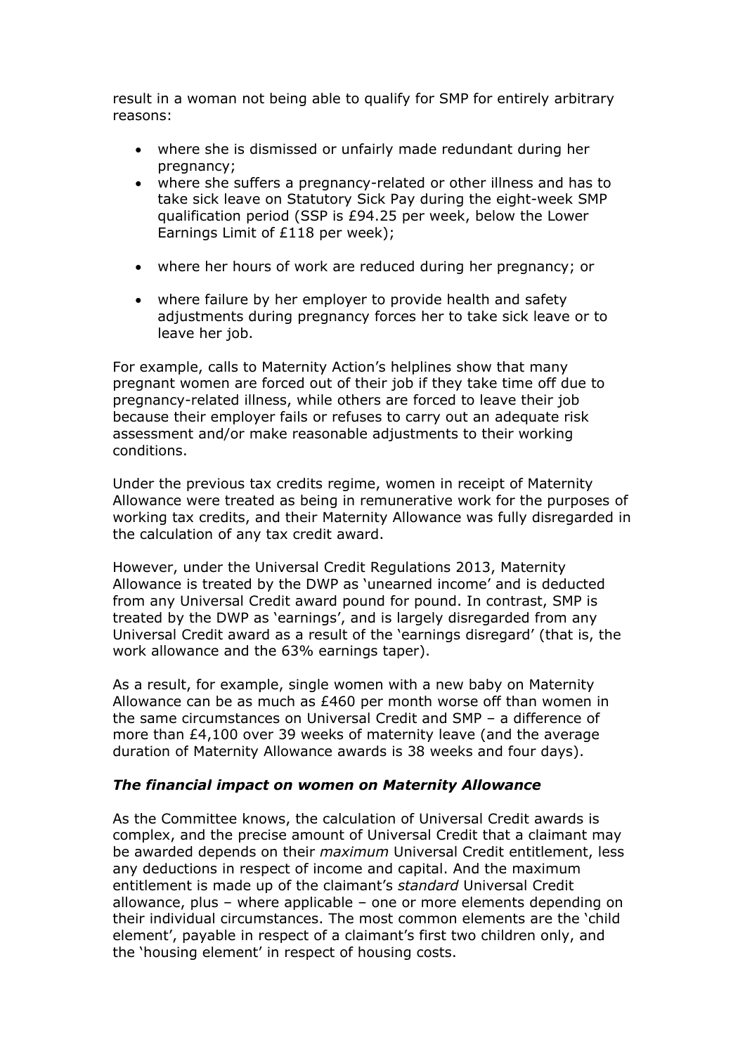result in a woman not being able to qualify for SMP for entirely arbitrary reasons:

- where she is dismissed or unfairly made redundant during her pregnancy;
- where she suffers a pregnancy-related or other illness and has to take sick leave on Statutory Sick Pay during the eight-week SMP qualification period (SSP is £94.25 per week, below the Lower Earnings Limit of £118 per week);
- where her hours of work are reduced during her pregnancy; or
- where failure by her employer to provide health and safety adjustments during pregnancy forces her to take sick leave or to leave her job.

For example, calls to Maternity Action's helplines show that many pregnant women are forced out of their job if they take time off due to pregnancy-related illness, while others are forced to leave their job because their employer fails or refuses to carry out an adequate risk assessment and/or make reasonable adjustments to their working conditions.

Under the previous tax credits regime, women in receipt of Maternity Allowance were treated as being in remunerative work for the purposes of working tax credits, and their Maternity Allowance was fully disregarded in the calculation of any tax credit award.

However, under the Universal Credit Regulations 2013, Maternity Allowance is treated by the DWP as 'unearned income' and is deducted from any Universal Credit award pound for pound. In contrast, SMP is treated by the DWP as 'earnings', and is largely disregarded from any Universal Credit award as a result of the 'earnings disregard' (that is, the work allowance and the 63% earnings taper).

As a result, for example, single women with a new baby on Maternity Allowance can be as much as £460 per month worse off than women in the same circumstances on Universal Credit and SMP – a difference of more than £4,100 over 39 weeks of maternity leave (and the average duration of Maternity Allowance awards is 38 weeks and four days).

### *The financial impact on women on Maternity Allowance*

As the Committee knows, the calculation of Universal Credit awards is complex, and the precise amount of Universal Credit that a claimant may be awarded depends on their *maximum* Universal Credit entitlement, less any deductions in respect of income and capital. And the maximum entitlement is made up of the claimant's *standard* Universal Credit allowance, plus – where applicable – one or more elements depending on their individual circumstances. The most common elements are the 'child element', payable in respect of a claimant's first two children only, and the 'housing element' in respect of housing costs.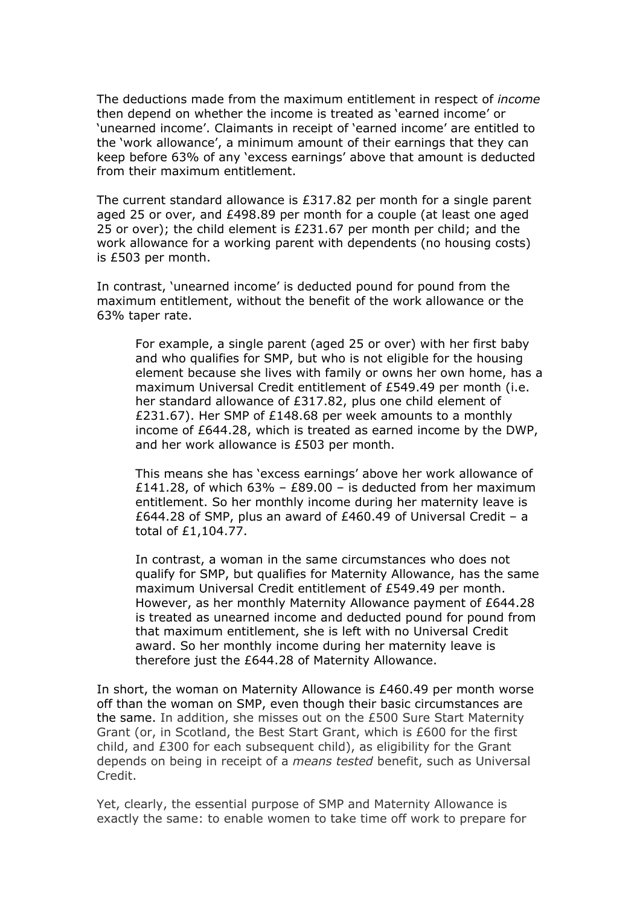The deductions made from the maximum entitlement in respect of *income* then depend on whether the income is treated as 'earned income' or 'unearned income'. Claimants in receipt of 'earned income' are entitled to the 'work allowance', a minimum amount of their earnings that they can keep before 63% of any 'excess earnings' above that amount is deducted from their maximum entitlement.

The current standard allowance is £317.82 per month for a single parent aged 25 or over, and £498.89 per month for a couple (at least one aged 25 or over); the child element is £231.67 per month per child; and the work allowance for a working parent with dependents (no housing costs) is £503 per month.

In contrast, 'unearned income' is deducted pound for pound from the maximum entitlement, without the benefit of the work allowance or the 63% taper rate.

> For example, a single parent (aged 25 or over) with her first baby and who qualifies for SMP, but who is not eligible for the housing element because she lives with family or owns her own home, has a maximum Universal Credit entitlement of £549.49 per month (i.e. her standard allowance of £317.82, plus one child element of £231.67). Her SMP of £148.68 per week amounts to a monthly income of £644.28, which is treated as earned income by the DWP, and her work allowance is £503 per month.
>
> This means she has 'excess earnings' above her work allowance of £141.28, of which 63% – £89.00 – is deducted from her maximum entitlement. So her monthly income during her maternity leave is £644.28 of SMP, plus an award of £460.49 of Universal Credit – a total of £1,104.77.
>
> In contrast, a woman in the same circumstances who does not qualify for SMP, but qualifies for Maternity Allowance, has the same maximum Universal Credit entitlement of £549.49 per month. However, as her monthly Maternity Allowance payment of £644.28 is treated as unearned income and deducted pound for pound from that maximum entitlement, she is left with no Universal Credit award. So her monthly income during her maternity leave is therefore just the £644.28 of Maternity Allowance.

In short, the woman on Maternity Allowance is £460.49 per month worse off than the woman on SMP, even though their basic circumstances are the same. In addition, she misses out on the £500 Sure Start Maternity Grant (or, in Scotland, the Best Start Grant, which is £600 for the first child, and £300 for each subsequent child), as eligibility for the Grant depends on being in receipt of a *means tested* benefit, such as Universal Credit.

Yet, clearly, the essential purpose of SMP and Maternity Allowance is exactly the same: to enable women to take time off work to prepare for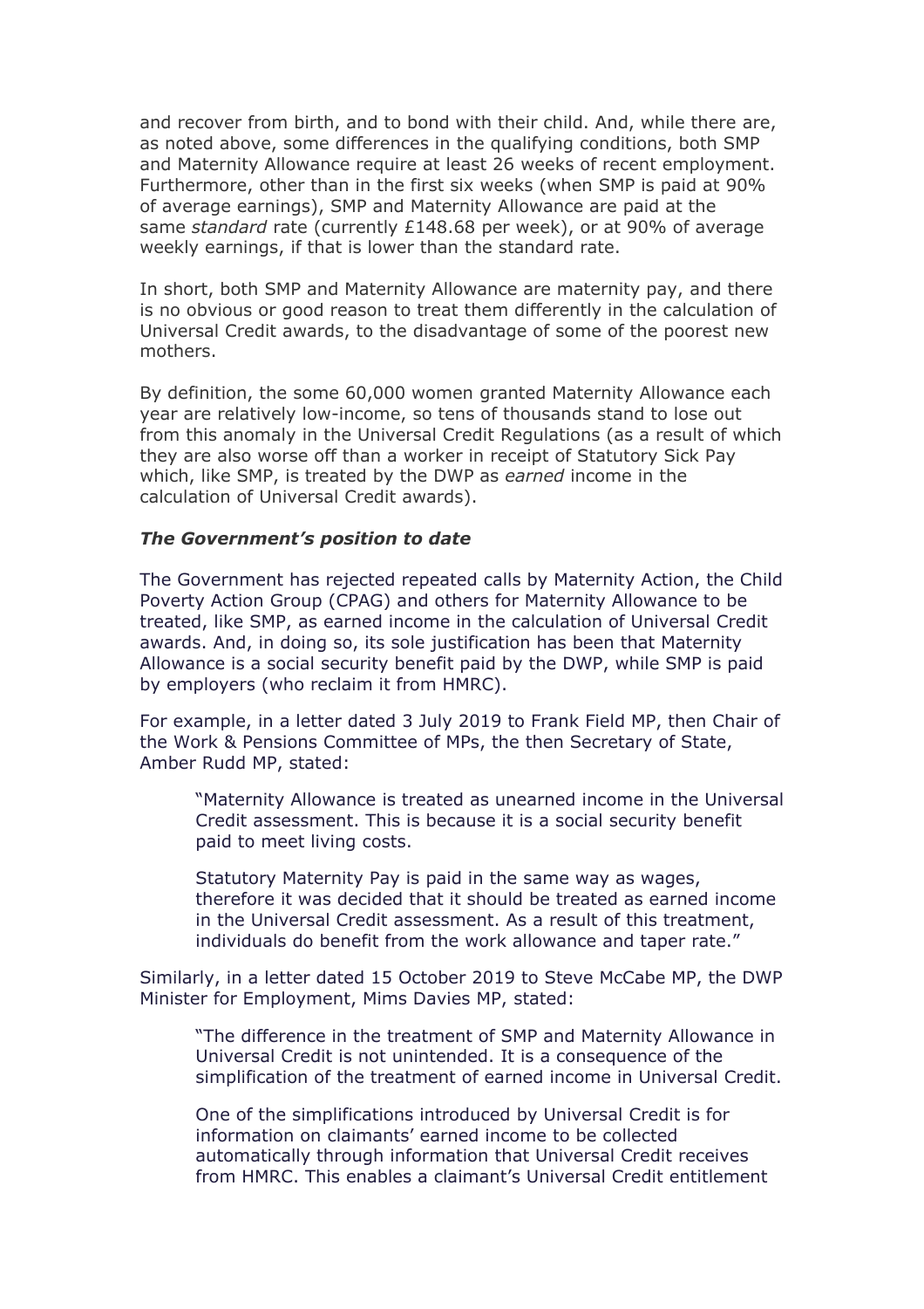and recover from birth, and to bond with their child. And, while there are, as noted above, some differences in the qualifying conditions, both SMP and Maternity Allowance require at least 26 weeks of recent employment. Furthermore, other than in the first six weeks (when SMP is paid at 90% of average earnings), SMP and Maternity Allowance are paid at the same *standard* rate (currently £148.68 per week), or at 90% of average weekly earnings, if that is lower than the standard rate.

In short, both SMP and Maternity Allowance are maternity pay, and there is no obvious or good reason to treat them differently in the calculation of Universal Credit awards, to the disadvantage of some of the poorest new mothers.

By definition, the some 60,000 women granted Maternity Allowance each year are relatively low-income, so tens of thousands stand to lose out from this anomaly in the Universal Credit Regulations (as a result of which they are also worse off than a worker in receipt of Statutory Sick Pay which, like SMP, is treated by the DWP as *earned* income in the calculation of Universal Credit awards).

### *The Government's position to date*

The Government has rejected repeated calls by Maternity Action, the Child Poverty Action Group (CPAG) and others for Maternity Allowance to be treated, like SMP, as earned income in the calculation of Universal Credit awards. And, in doing so, its sole justification has been that Maternity Allowance is a social security benefit paid by the DWP, while SMP is paid by employers (who reclaim it from HMRC).

For example, in a letter dated 3 July 2019 to Frank Field MP, then Chair of the Work & Pensions Committee of MPs, the then Secretary of State, Amber Rudd MP, stated:

> "Maternity Allowance is treated as unearned income in the Universal Credit assessment. This is because it is a social security benefit paid to meet living costs.
>
> Statutory Maternity Pay is paid in the same way as wages, therefore it was decided that it should be treated as earned income in the Universal Credit assessment. As a result of this treatment, individuals do benefit from the work allowance and taper rate."

Similarly, in a letter dated 15 October 2019 to Steve McCabe MP, the DWP Minister for Employment, Mims Davies MP, stated:

> "The difference in the treatment of SMP and Maternity Allowance in Universal Credit is not unintended. It is a consequence of the simplification of the treatment of earned income in Universal Credit.
>
> One of the simplifications introduced by Universal Credit is for information on claimants' earned income to be collected automatically through information that Universal Credit receives from HMRC. This enables a claimant's Universal Credit entitlement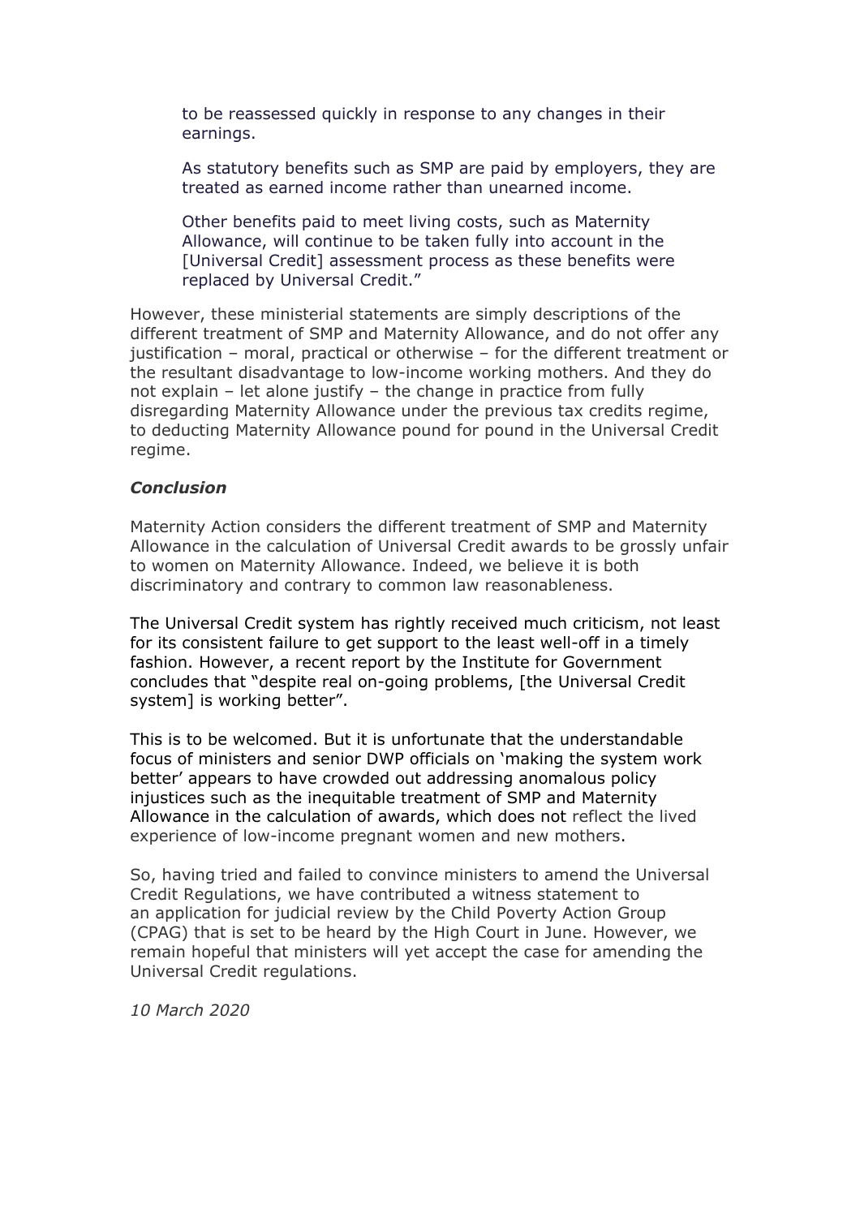> to be reassessed quickly in response to any changes in their earnings.
>
> As statutory benefits such as SMP are paid by employers, they are treated as earned income rather than unearned income.
>
> Other benefits paid to meet living costs, such as Maternity Allowance, will continue to be taken fully into account in the [Universal Credit] assessment process as these benefits were replaced by Universal Credit."

However, these ministerial statements are simply descriptions of the different treatment of SMP and Maternity Allowance, and do not offer any justification – moral, practical or otherwise – for the different treatment or the resultant disadvantage to low-income working mothers. And they do not explain – let alone justify – the change in practice from fully disregarding Maternity Allowance under the previous tax credits regime, to deducting Maternity Allowance pound for pound in the Universal Credit regime.

***Conclusion***

Maternity Action considers the different treatment of SMP and Maternity Allowance in the calculation of Universal Credit awards to be grossly unfair to women on Maternity Allowance. Indeed, we believe it is both discriminatory and contrary to common law reasonableness.

The Universal Credit system has rightly received much criticism, not least for its consistent failure to get support to the least well-off in a timely fashion. However, a recent report by the Institute for Government concludes that "despite real on-going problems, [the Universal Credit system] is working better".

This is to be welcomed. But it is unfortunate that the understandable focus of ministers and senior DWP officials on 'making the system work better' appears to have crowded out addressing anomalous policy injustices such as the inequitable treatment of SMP and Maternity Allowance in the calculation of awards, which does not reflect the lived experience of low-income pregnant women and new mothers.

So, having tried and failed to convince ministers to amend the Universal Credit Regulations, we have contributed a witness statement to an application for judicial review by the Child Poverty Action Group (CPAG) that is set to be heard by the High Court in June. However, we remain hopeful that ministers will yet accept the case for amending the Universal Credit regulations.

*10 March 2020*